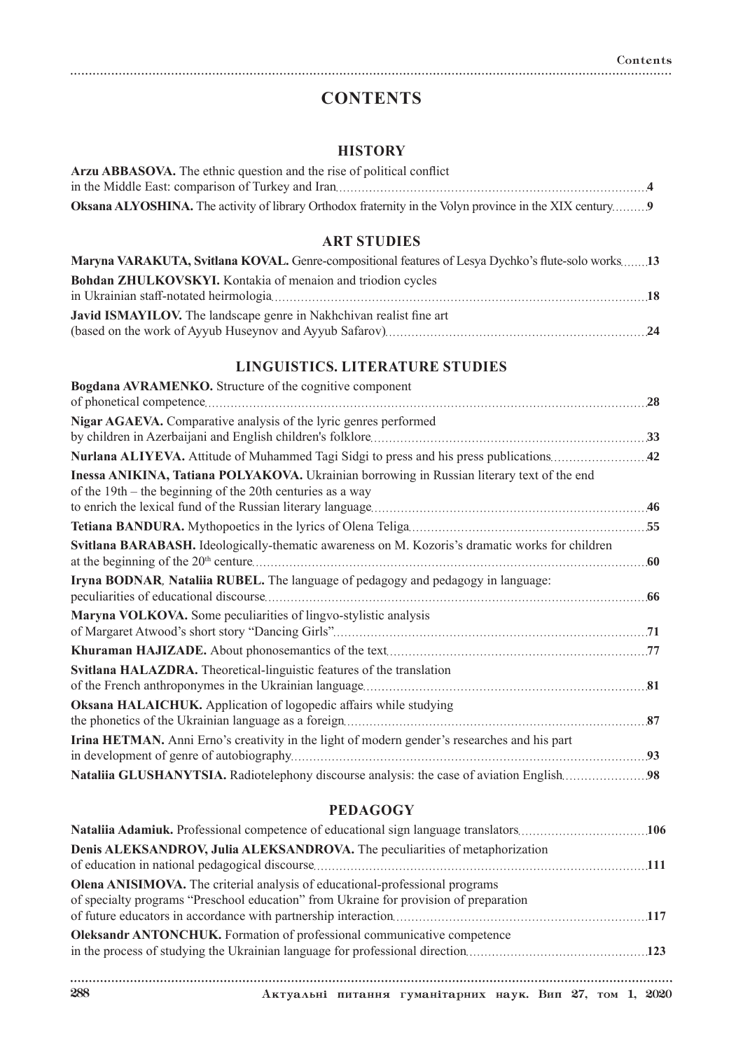# CONTENTS

## HISTORY

**Arzu ABBASOVA.** The ethnic question and the rise of political conflict in the Middle East: comparison of Turkey and Iran ........ **4**

**Oksana ALYOSHINA.** The activity of library Orthodox fraternity in the Volyn province in the XIX century ........ **9**

## ART STUDIES

**Maryna VARAKUTA, Svitlana KOVAL.** Genre-compositional features of Lesya Dychko's flute-solo works ........ **13**

**Bohdan ZHULKOVSKYI.** Kontakia of menaion and triodion cycles in Ukrainian staff-notated heirmologia ........ **18**

**Javid ISMAYILOV.** The landscape genre in Nakhchivan realist fine art (based on the work of Ayyub Huseynov and Ayyub Safarov) ........ **24**

## LINGUISTICS. LITERATURE STUDIES

**Bogdana AVRAMENKO.** Structure of the cognitive component of phonetical competence ........ **28**

**Nigar AGAEVA.** Comparative analysis of the lyric genres performed by children in Azerbaijani and English children's folklore ........ **33**

**Nurlana ALIYEVA.** Attitude of Muhammed Tagi Sidgi to press and his press publications ........ **42**

**Inessa ANIKINA, Tatiana POLYAKOVA.** Ukrainian borrowing in Russian literary text of the end of the 19th – the beginning of the 20th centuries as a way to enrich the lexical fund of the Russian literary language ........ **46**

**Tetiana BANDURA.** Mythopoetics in the lyrics of Olena Teliga ........ **55**

**Svitlana BARABASH.** Ideologically-thematic awareness on M. Kozoris's dramatic works for children at the beginning of the 20th centure ........ **60**

**Iryna BODNAR, Nataliia RUBEL.** The language of pedagogy and pedagogy in language: peculiarities of educational discourse ........ **66**

**Maryna VOLKOVA.** Some peculiarities of lingvo-stylistic analysis of Margaret Atwood's short story "Dancing Girls" ........ **71**

**Khuraman HAJIZADE.** About phonosemantics of the text ........ **77**

**Svitlana HALAZDRA.** Theoretical-linguistic features of the translation of the French anthroponymes in the Ukrainian language ........ **81**

**Oksana HALAICHUK.** Application of logopedic affairs while studying the phonetics of the Ukrainian language as a foreign ........ **87**

**Irina HETMAN.** Anni Erno's creativity in the light of modern gender's researches and his part in development of genre of autobiography ........ **93**

**Nataliia GLUSHANYTSIA.** Radiotelephony discourse analysis: the case of aviation English ........ **98**

## PEDAGOGY

**Nataliia Adamiuk.** Professional competence of educational sign language translators ........ **106**

**Denis ALEKSANDROV, Julia ALEKSANDROVA.** The peculiarities of metaphorization of education in national pedagogical discourse ........ **111**

**Olena ANISIMOVA.** The criterial analysis of educational-professional programs of specialty programs "Preschool education" from Ukraine for provision of preparation of future educators in accordance with partnership interaction ........ **117**

**Oleksandr ANTONCHUK.** Formation of professional communicative competence in the process of studying the Ukrainian language for professional direction ........ **123**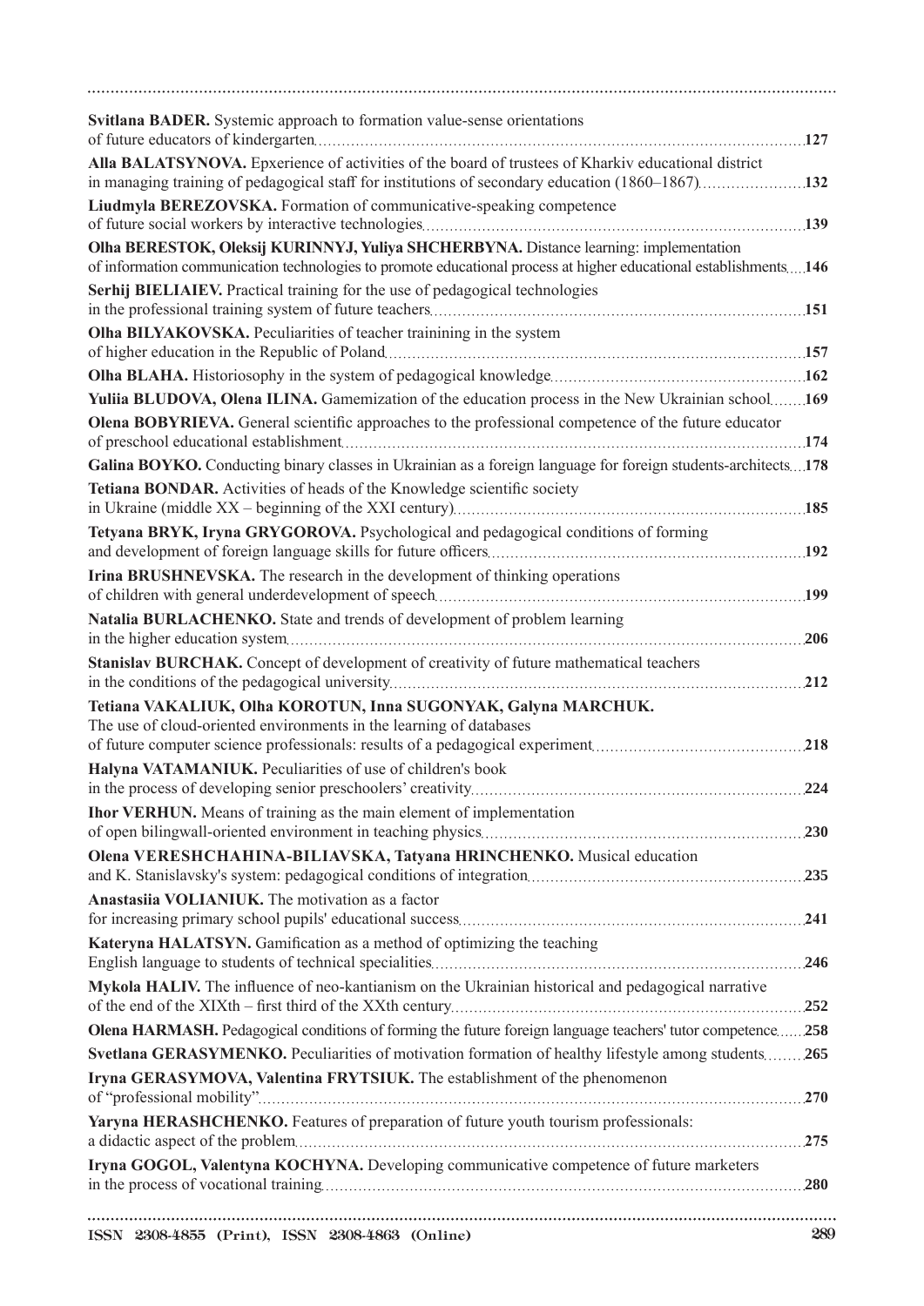**Svitlana BADER.** Systemic approach to formation value-sense orientations of future educators of kindergarten 127

**Alla BALATSYNOVA.** Epxerience of activities of the board of trustees of Kharkiv educational district in managing training of pedagogical staff for institutions of secondary education (1860–1867) 132

**Liudmyla BEREZOVSKA.** Formation of communicative-speaking competence of future social workers by interactive technologies 139

**Olha BERESTOK, Oleksij KURINNYJ, Yuliya SHCHERBYNA.** Distance learning: implementation of information communication technologies to promote educational process at higher educational establishments 146

**Serhij BIELIAIEV.** Practical training for the use of pedagogical technologies in the professional training system of future teachers 151

**Olha BILYAKOVSKA.** Peculiarities of teacher trainining in the system of higher education in the Republic of Poland 157

**Olha BLAHA.** Historiosophy in the system of pedagogical knowledge 162

**Yuliia BLUDOVA, Olena ILINA.** Gamemization of the education process in the New Ukrainian school 169

**Olena BOBYRIEVA.** General scientific approaches to the professional competence of the future educator of preschool educational establishment 174

**Galina BOYKO.** Conducting binary classes in Ukrainian as a foreign language for foreign students-architects 178

**Tetiana BONDAR.** Activities of heads of the Knowledge scientific society in Ukraine (middle XX – beginning of the XXI century) 185

**Tetyana BRYK, Iryna GRYGOROVA.** Psychological and pedagogical conditions of forming and development of foreign language skills for future officers 192

**Irina BRUSHNEVSKA.** The research in the development of thinking operations of children with general underdevelopment of speech 199

**Natalia BURLACHENKO.** State and trends of development of problem learning in the higher education system 206

**Stanislav BURCHAK.** Concept of development of creativity of future mathematical teachers in the conditions of the pedagogical university 212

**Tetiana VAKALIUK, Olha KOROTUN, Inna SUGONYAK, Galyna MARCHUK.** The use of cloud-oriented environments in the learning of databases of future computer science professionals: results of a pedagogical experiment 218

**Halyna VATAMANIUK.** Peculiarities of use of children's book in the process of developing senior preschoolers' creativity 224

**Ihor VERHUN.** Means of training as the main element of implementation of open bilingwall-oriented environment in teaching physics 230

**Olena VERESHCHAHINA-BILIAVSKA, Tatyana HRINCHENKO.** Musical education and K. Stanislavsky's system: pedagogical conditions of integration 235

**Anastasiia VOLIANIUK.** The motivation as a factor for increasing primary school pupils' educational success 241

**Kateryna HALATSYN.** Gamification as a method of optimizing the teaching English language to students of technical specialities 246

**Mykola HALIV.** The influence of neo-kantianism on the Ukrainian historical and pedagogical narrative of the end of the XIXth – first third of the XXth century 252

**Olena HARMASH.** Pedagogical conditions of forming the future foreign language teachers' tutor competence 258

**Svetlana GERASYMENKO.** Peculiarities of motivation formation of healthy lifestyle among students 265

**Iryna GERASYMOVA, Valentina FRYTSIUK.** The establishment of the phenomenon of "professional mobility" 270

**Yaryna HERASHCHENKO.** Features of preparation of future youth tourism professionals: a didactic aspect of the problem 275

**Iryna GOGOL, Valentyna KOCHYNA.** Developing communicative competence of future marketers in the process of vocational training 280